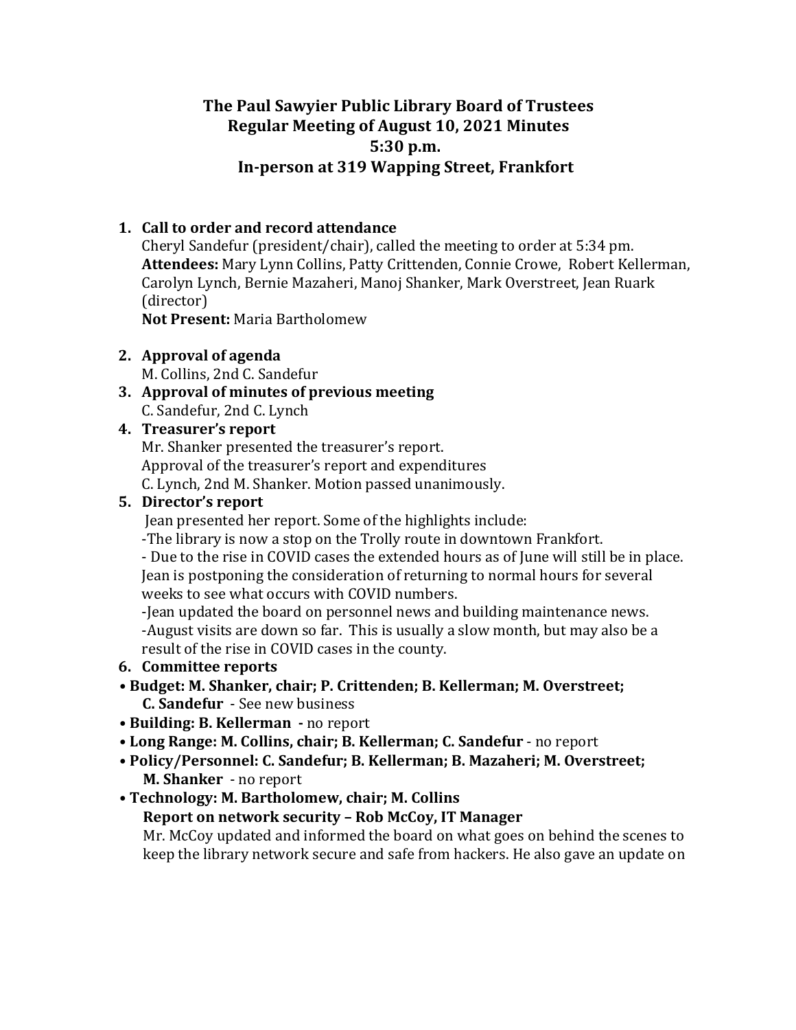# The Paul Sawyier Public Library Board of Trustees
## Regular Meeting of August 10, 2021 Minutes
## 5:30 p.m.
## In-person at 319 Wapping Street, Frankfort

1. **Call to order and record attendance**
   Cheryl Sandefur (president/chair), called the meeting to order at 5:34 pm.
   **Attendees:** Mary Lynn Collins, Patty Crittenden, Connie Crowe, Robert Kellerman, Carolyn Lynch, Bernie Mazaheri, Manoj Shanker, Mark Overstreet, Jean Ruark (director)
   **Not Present:** Maria Bartholomew

2. **Approval of agenda**
   M. Collins, 2nd C. Sandefur

3. **Approval of minutes of previous meeting**
   C. Sandefur, 2nd C. Lynch

4. **Treasurer's report**
   Mr. Shanker presented the treasurer's report.
   Approval of the treasurer's report and expenditures
   C. Lynch, 2nd M. Shanker. Motion passed unanimously.

5. **Director's report**
   Jean presented her report. Some of the highlights include:
   -The library is now a stop on the Trolly route in downtown Frankfort.
   - Due to the rise in COVID cases the extended hours as of June will still be in place. Jean is postponing the consideration of returning to normal hours for several weeks to see what occurs with COVID numbers.
   -Jean updated the board on personnel news and building maintenance news.
   -August visits are down so far. This is usually a slow month, but may also be a result of the rise in COVID cases in the county.

6. **Committee reports**

- **Budget: M. Shanker, chair; P. Crittenden; B. Kellerman; M. Overstreet; C. Sandefur** - See new business
- **Building: B. Kellerman -** no report
- **Long Range: M. Collins, chair; B. Kellerman; C. Sandefur** - no report
- **Policy/Personnel: C. Sandefur; B. Kellerman; B. Mazaheri; M. Overstreet; M. Shanker** - no report
- **Technology: M. Bartholomew, chair; M. Collins**
  **Report on network security – Rob McCoy, IT Manager**
  Mr. McCoy updated and informed the board on what goes on behind the scenes to keep the library network secure and safe from hackers. He also gave an update on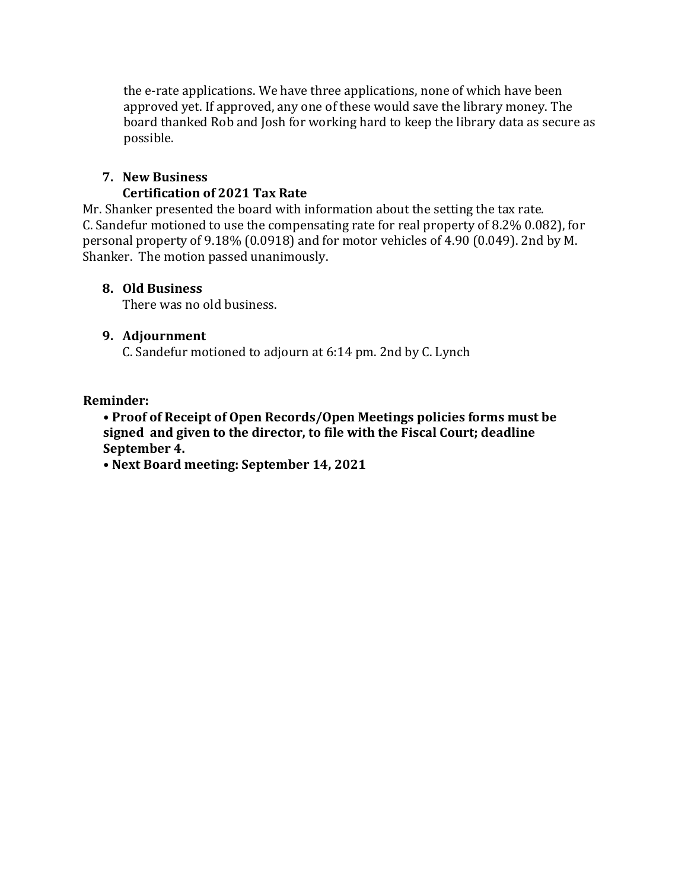the e-rate applications. We have three applications, none of which have been approved yet. If approved, any one of these would save the library money. The board thanked Rob and Josh for working hard to keep the library data as secure as possible.

7. **New Business**
   **Certification of 2021 Tax Rate**

Mr. Shanker presented the board with information about the setting the tax rate.
C. Sandefur motioned to use the compensating rate for real property of 8.2% 0.082), for personal property of 9.18% (0.0918) and for motor vehicles of 4.90 (0.049). 2nd by M. Shanker. The motion passed unanimously.

8. **Old Business**
   There was no old business.

9. **Adjournment**
   C. Sandefur motioned to adjourn at 6:14 pm. 2nd by C. Lynch

**Reminder:**

- **Proof of Receipt of Open Records/Open Meetings policies forms must be signed and given to the director, to file with the Fiscal Court; deadline September 4.**
- **Next Board meeting: September 14, 2021**